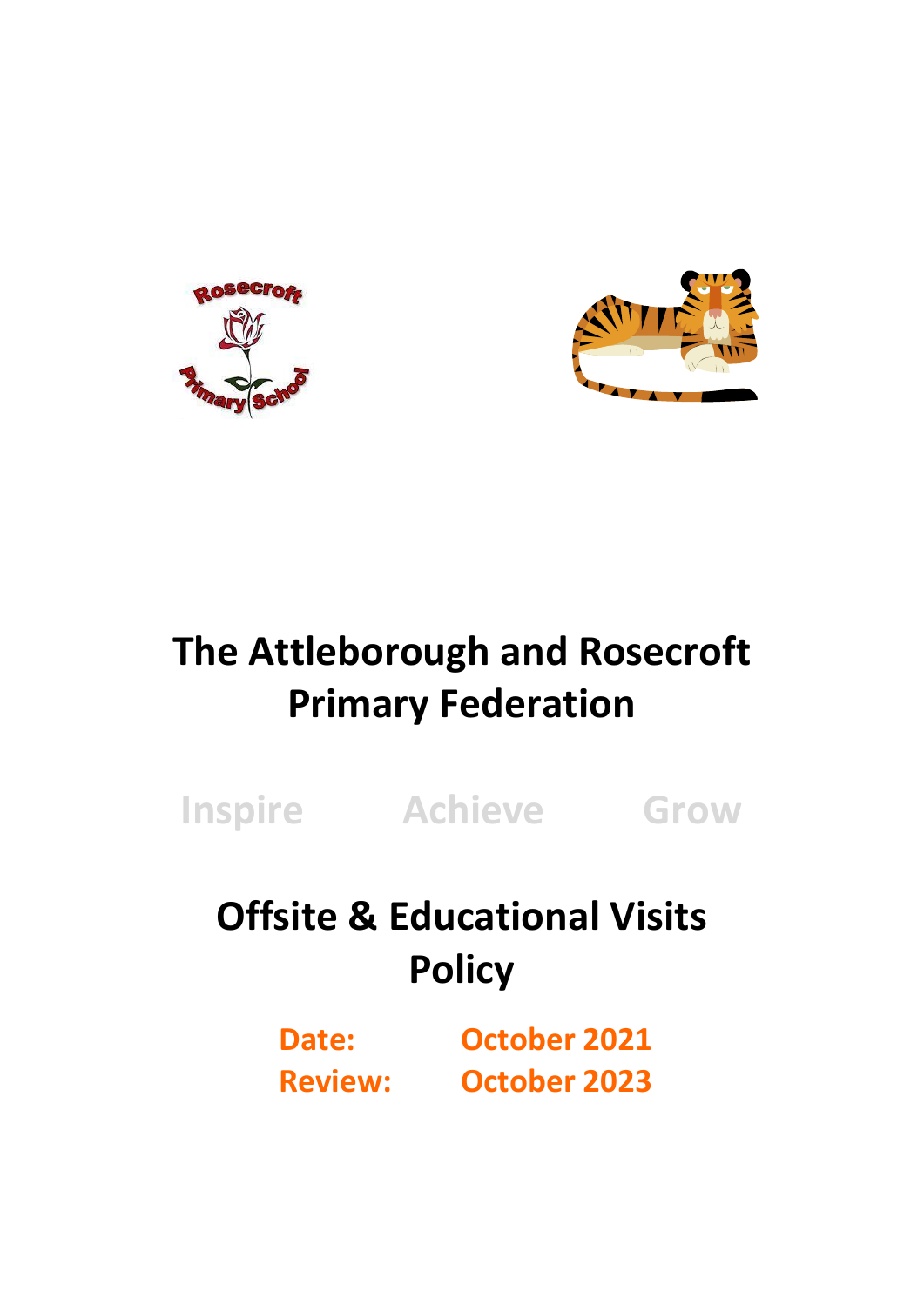# The Attleborough and Rosecroft Primary Federation

Inspire Achieve Grow

# Offsite & Educational Visits Policy

**Date:** October 2021
**Review:** October 2023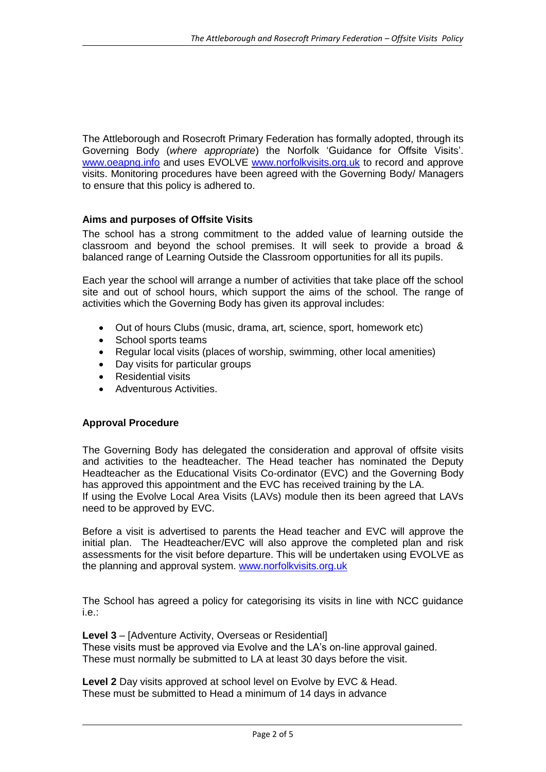The Attleborough and Rosecroft Primary Federation has formally adopted, through its Governing Body (*where appropriate*) the Norfolk 'Guidance for Offsite Visits'. www.oeapng.info and uses EVOLVE www.norfolkvisits.org.uk to record and approve visits. Monitoring procedures have been agreed with the Governing Body/ Managers to ensure that this policy is adhered to.

**Aims and purposes of Offsite Visits**

The school has a strong commitment to the added value of learning outside the classroom and beyond the school premises. It will seek to provide a broad & balanced range of Learning Outside the Classroom opportunities for all its pupils.

Each year the school will arrange a number of activities that take place off the school site and out of school hours, which support the aims of the school. The range of activities which the Governing Body has given its approval includes:

- Out of hours Clubs (music, drama, art, science, sport, homework etc)
- School sports teams
- Regular local visits (places of worship, swimming, other local amenities)
- Day visits for particular groups
- Residential visits
- Adventurous Activities.

**Approval Procedure**

The Governing Body has delegated the consideration and approval of offsite visits and activities to the headteacher. The Head teacher has nominated the Deputy Headteacher as the Educational Visits Co-ordinator (EVC) and the Governing Body has approved this appointment and the EVC has received training by the LA.
If using the Evolve Local Area Visits (LAVs) module then its been agreed that LAVs need to be approved by EVC.

Before a visit is advertised to parents the Head teacher and EVC will approve the initial plan. The Headteacher/EVC will also approve the completed plan and risk assessments for the visit before departure. This will be undertaken using EVOLVE as the planning and approval system. www.norfolkvisits.org.uk

The School has agreed a policy for categorising its visits in line with NCC guidance i.e.:

**Level 3** – [Adventure Activity, Overseas or Residential]
These visits must be approved via Evolve and the LA's on-line approval gained.
These must normally be submitted to LA at least 30 days before the visit.

**Level 2** Day visits approved at school level on Evolve by EVC & Head.
These must be submitted to Head a minimum of 14 days in advance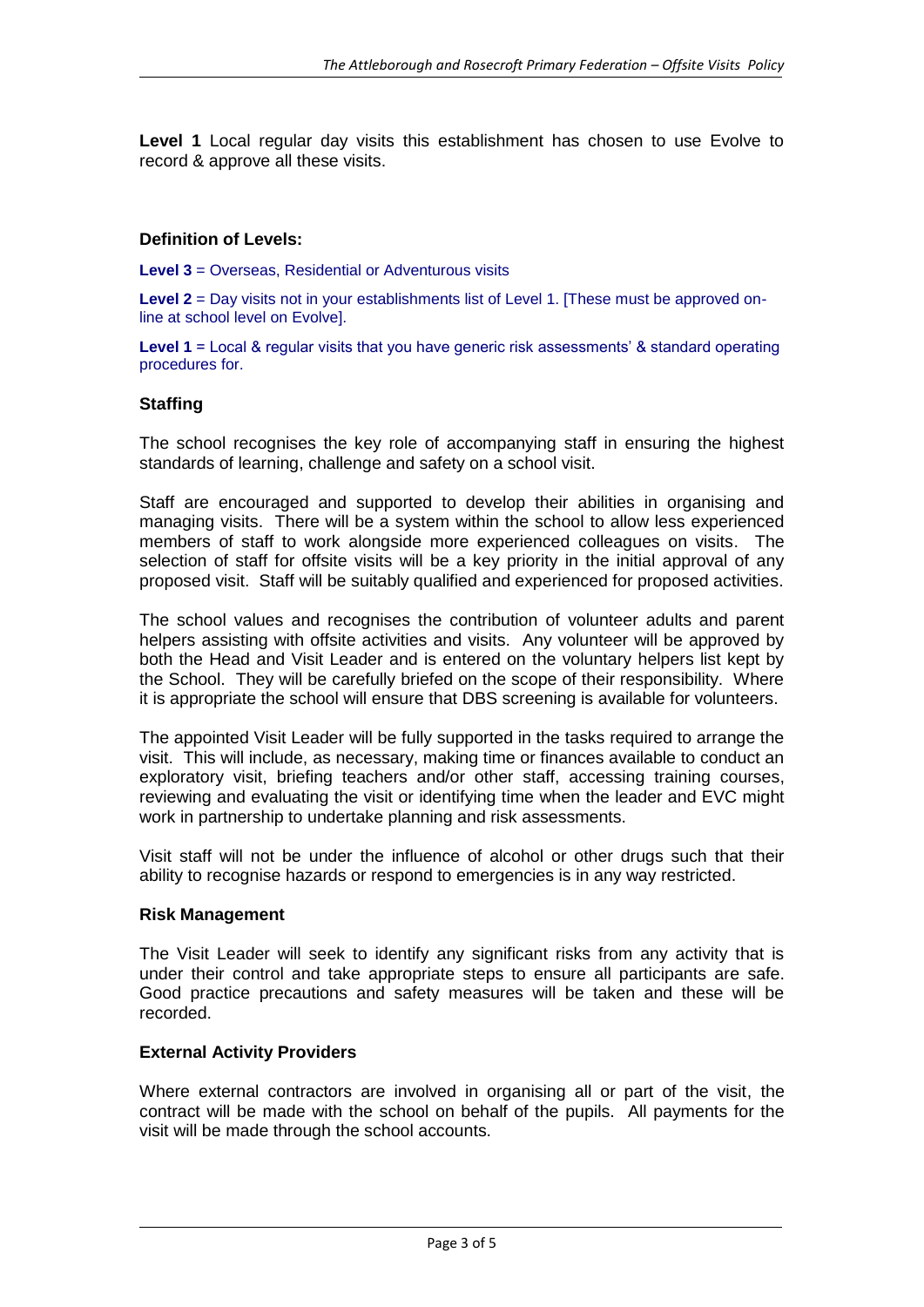**Level 1** Local regular day visits this establishment has chosen to use Evolve to record & approve all these visits.

**Definition of Levels:**

**Level 3** = Overseas, Residential or Adventurous visits

**Level 2** = Day visits not in your establishments list of Level 1. [These must be approved on-line at school level on Evolve].

**Level 1** = Local & regular visits that you have generic risk assessments' & standard operating procedures for.

**Staffing**

The school recognises the key role of accompanying staff in ensuring the highest standards of learning, challenge and safety on a school visit.

Staff are encouraged and supported to develop their abilities in organising and managing visits. There will be a system within the school to allow less experienced members of staff to work alongside more experienced colleagues on visits. The selection of staff for offsite visits will be a key priority in the initial approval of any proposed visit. Staff will be suitably qualified and experienced for proposed activities.

The school values and recognises the contribution of volunteer adults and parent helpers assisting with offsite activities and visits. Any volunteer will be approved by both the Head and Visit Leader and is entered on the voluntary helpers list kept by the School. They will be carefully briefed on the scope of their responsibility. Where it is appropriate the school will ensure that DBS screening is available for volunteers.

The appointed Visit Leader will be fully supported in the tasks required to arrange the visit. This will include, as necessary, making time or finances available to conduct an exploratory visit, briefing teachers and/or other staff, accessing training courses, reviewing and evaluating the visit or identifying time when the leader and EVC might work in partnership to undertake planning and risk assessments.

Visit staff will not be under the influence of alcohol or other drugs such that their ability to recognise hazards or respond to emergencies is in any way restricted.

**Risk Management**

The Visit Leader will seek to identify any significant risks from any activity that is under their control and take appropriate steps to ensure all participants are safe. Good practice precautions and safety measures will be taken and these will be recorded.

**External Activity Providers**

Where external contractors are involved in organising all or part of the visit, the contract will be made with the school on behalf of the pupils. All payments for the visit will be made through the school accounts.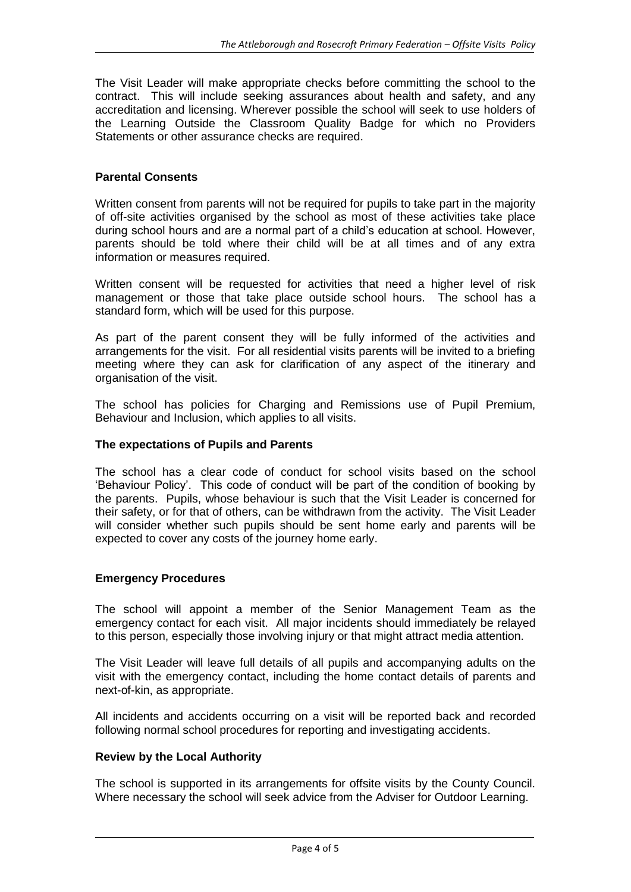The Visit Leader will make appropriate checks before committing the school to the contract. This will include seeking assurances about health and safety, and any accreditation and licensing. Wherever possible the school will seek to use holders of the Learning Outside the Classroom Quality Badge for which no Providers Statements or other assurance checks are required.

**Parental Consents**

Written consent from parents will not be required for pupils to take part in the majority of off-site activities organised by the school as most of these activities take place during school hours and are a normal part of a child's education at school. However, parents should be told where their child will be at all times and of any extra information or measures required.

Written consent will be requested for activities that need a higher level of risk management or those that take place outside school hours. The school has a standard form, which will be used for this purpose.

As part of the parent consent they will be fully informed of the activities and arrangements for the visit. For all residential visits parents will be invited to a briefing meeting where they can ask for clarification of any aspect of the itinerary and organisation of the visit.

The school has policies for Charging and Remissions use of Pupil Premium, Behaviour and Inclusion, which applies to all visits.

**The expectations of Pupils and Parents**

The school has a clear code of conduct for school visits based on the school 'Behaviour Policy'. This code of conduct will be part of the condition of booking by the parents. Pupils, whose behaviour is such that the Visit Leader is concerned for their safety, or for that of others, can be withdrawn from the activity. The Visit Leader will consider whether such pupils should be sent home early and parents will be expected to cover any costs of the journey home early.

**Emergency Procedures**

The school will appoint a member of the Senior Management Team as the emergency contact for each visit. All major incidents should immediately be relayed to this person, especially those involving injury or that might attract media attention.

The Visit Leader will leave full details of all pupils and accompanying adults on the visit with the emergency contact, including the home contact details of parents and next-of-kin, as appropriate.

All incidents and accidents occurring on a visit will be reported back and recorded following normal school procedures for reporting and investigating accidents.

**Review by the Local Authority**

The school is supported in its arrangements for offsite visits by the County Council. Where necessary the school will seek advice from the Adviser for Outdoor Learning.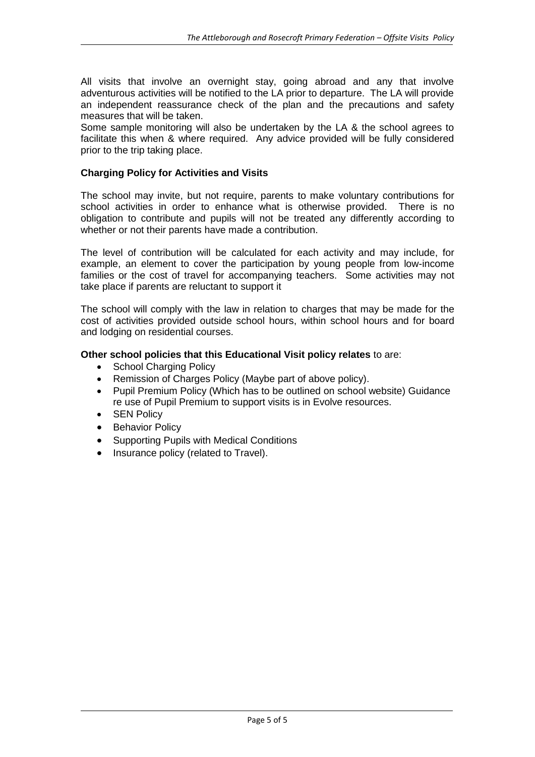All visits that involve an overnight stay, going abroad and any that involve adventurous activities will be notified to the LA prior to departure. The LA will provide an independent reassurance check of the plan and the precautions and safety measures that will be taken.
Some sample monitoring will also be undertaken by the LA & the school agrees to facilitate this when & where required. Any advice provided will be fully considered prior to the trip taking place.

**Charging Policy for Activities and Visits**

The school may invite, but not require, parents to make voluntary contributions for school activities in order to enhance what is otherwise provided. There is no obligation to contribute and pupils will not be treated any differently according to whether or not their parents have made a contribution.

The level of contribution will be calculated for each activity and may include, for example, an element to cover the participation by young people from low-income families or the cost of travel for accompanying teachers. Some activities may not take place if parents are reluctant to support it

The school will comply with the law in relation to charges that may be made for the cost of activities provided outside school hours, within school hours and for board and lodging on residential courses.

**Other school policies that this Educational Visit policy relates** to are:

- School Charging Policy
- Remission of Charges Policy (Maybe part of above policy).
- Pupil Premium Policy (Which has to be outlined on school website) Guidance re use of Pupil Premium to support visits is in Evolve resources.
- SEN Policy
- Behavior Policy
- Supporting Pupils with Medical Conditions
- Insurance policy (related to Travel).